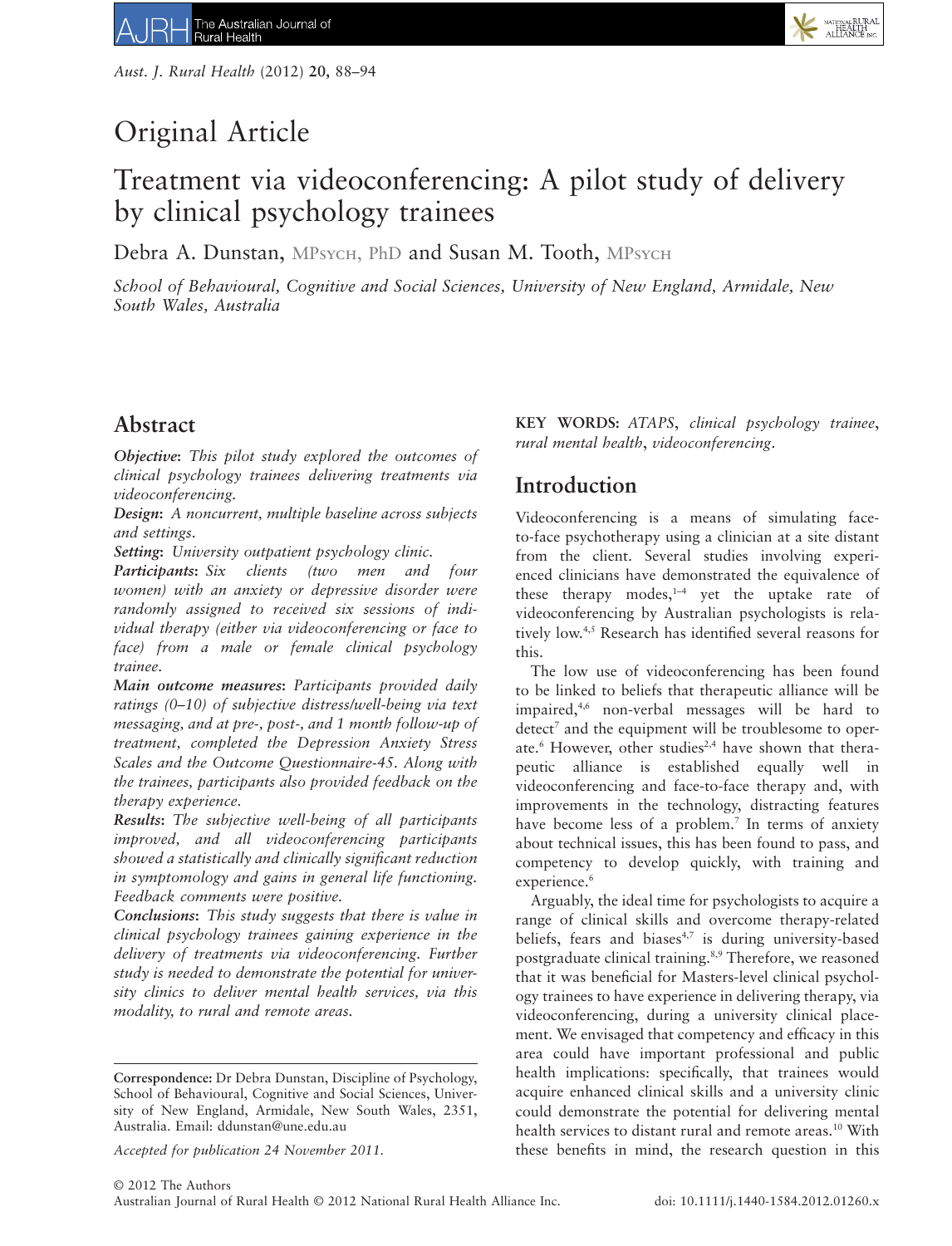Original Article

# Treatment via videoconferencing: A pilot study of delivery by clinical psychology trainees

Debra A. Dunstan, MPsych, PhD and Susan M. Tooth, MPsych

*School of Behavioural, Cognitive and Social Sciences, University of New England, Armidale, New South Wales, Australia*

## Abstract

***Objective***: *This pilot study explored the outcomes of clinical psychology trainees delivering treatments via videoconferencing.*

***Design***: *A noncurrent, multiple baseline across subjects and settings.*

***Setting***: *University outpatient psychology clinic.*

***Participants***: *Six clients (two men and four women) with an anxiety or depressive disorder were randomly assigned to received six sessions of individual therapy (either via videoconferencing or face to face) from a male or female clinical psychology trainee.*

***Main outcome measures***: *Participants provided daily ratings (0–10) of subjective distress/well-being via text messaging, and at pre-, post-, and 1 month follow-up of treatment, completed the Depression Anxiety Stress Scales and the Outcome Questionnaire-45. Along with the trainees, participants also provided feedback on the therapy experience.*

***Results***: *The subjective well-being of all participants improved, and all videoconferencing participants showed a statistically and clinically significant reduction in symptomology and gains in general life functioning. Feedback comments were positive.*

***Conclusions***: *This study suggests that there is value in clinical psychology trainees gaining experience in the delivery of treatments via videoconferencing. Further study is needed to demonstrate the potential for university clinics to deliver mental health services, via this modality, to rural and remote areas.*

**KEY WORDS:** *ATAPS*, *clinical psychology trainee*, *rural mental health*, *videoconferencing*.

Correspondence: Dr Debra Dunstan, Discipline of Psychology, School of Behavioural, Cognitive and Social Sciences, University of New England, Armidale, New South Wales, 2351, Australia. Email: ddunstan@une.edu.au

*Accepted for publication 24 November 2011.*

## Introduction

Videoconferencing is a means of simulating face-to-face psychotherapy using a clinician at a site distant from the client. Several studies involving experienced clinicians have demonstrated the equivalence of these therapy modes,[1–4] yet the uptake rate of videoconferencing by Australian psychologists is relatively low.[4,5] Research has identified several reasons for this.

The low use of videoconferencing has been found to be linked to beliefs that therapeutic alliance will be impaired,[4,6] non-verbal messages will be hard to detect[7] and the equipment will be troublesome to operate.[6] However, other studies[2,4] have shown that therapeutic alliance is established equally well in videoconferencing and face-to-face therapy and, with improvements in the technology, distracting features have become less of a problem.[7] In terms of anxiety about technical issues, this has been found to pass, and competency to develop quickly, with training and experience.[6]

Arguably, the ideal time for psychologists to acquire a range of clinical skills and overcome therapy-related beliefs, fears and biases[4,7] is during university-based postgraduate clinical training.[8,9] Therefore, we reasoned that it was beneficial for Masters-level clinical psychology trainees to have experience in delivering therapy, via videoconferencing, during a university clinical placement. We envisaged that competency and efficacy in this area could have important professional and public health implications: specifically, that trainees would acquire enhanced clinical skills and a university clinic could demonstrate the potential for delivering mental health services to distant rural and remote areas.[10] With these benefits in mind, the research question in this

© 2012 The Authors
Australian Journal of Rural Health © 2012 National Rural Health Alliance Inc.
doi: 10.1111/j.1440-1584.2012.01260.x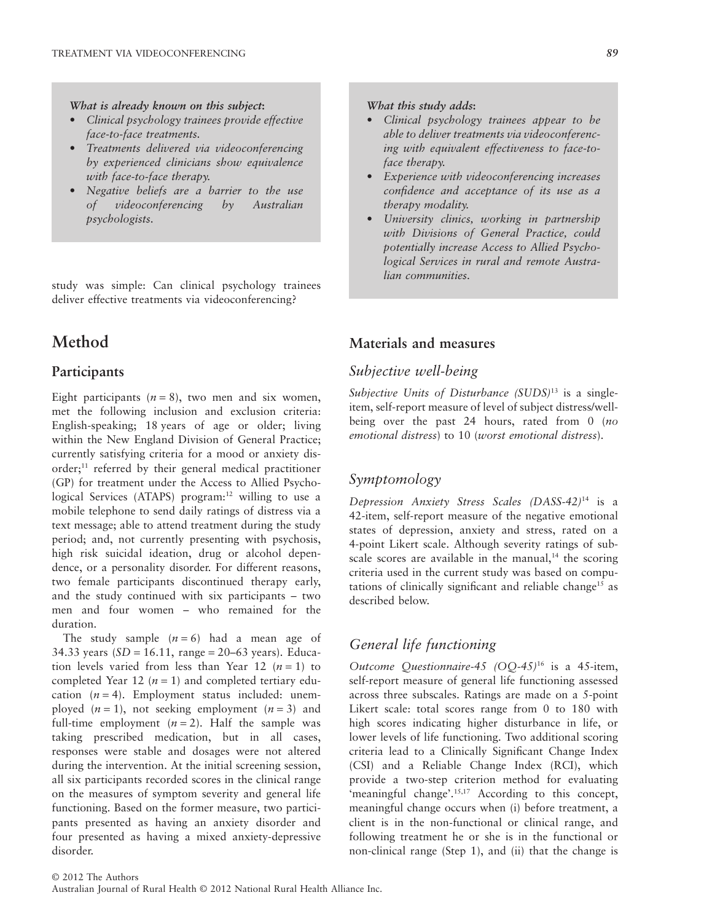*What is already known on this subject:*

- *Clinical psychology trainees provide effective face-to-face treatments.*
- *Treatments delivered via videoconferencing by experienced clinicians show equivalence with face-to-face therapy.*
- *Negative beliefs are a barrier to the use of videoconferencing by Australian psychologists.*

*What this study adds:*

- *Clinical psychology trainees appear to be able to deliver treatments via videoconferencing with equivalent effectiveness to face-to-face therapy.*
- *Experience with videoconferencing increases confidence and acceptance of its use as a therapy modality.*
- *University clinics, working in partnership with Divisions of General Practice, could potentially increase Access to Allied Psychological Services in rural and remote Australian communities.*

study was simple: Can clinical psychology trainees deliver effective treatments via videoconferencing?

# Method

## Participants

Eight participants ($n = 8$), two men and six women, met the following inclusion and exclusion criteria: English-speaking; 18 years of age or older; living within the New England Division of General Practice; currently satisfying criteria for a mood or anxiety disorder;[11] referred by their general medical practitioner (GP) for treatment under the Access to Allied Psychological Services (ATAPS) program:[12] willing to use a mobile telephone to send daily ratings of distress via a text message; able to attend treatment during the study period; and, not currently presenting with psychosis, high risk suicidal ideation, drug or alcohol dependence, or a personality disorder. For different reasons, two female participants discontinued therapy early, and the study continued with six participants – two men and four women – who remained for the duration.

The study sample ($n = 6$) had a mean age of 34.33 years ($SD = 16.11$, range = 20–63 years). Education levels varied from less than Year 12 ($n = 1$) to completed Year 12 ($n = 1$) and completed tertiary education ($n = 4$). Employment status included: unemployed ($n = 1$), not seeking employment ($n = 3$) and full-time employment ($n = 2$). Half the sample was taking prescribed medication, but in all cases, responses were stable and dosages were not altered during the intervention. At the initial screening session, all six participants recorded scores in the clinical range on the measures of symptom severity and general life functioning. Based on the former measure, two participants presented as having an anxiety disorder and four presented as having a mixed anxiety-depressive disorder.

## Materials and measures

### Subjective well-being

*Subjective Units of Disturbance (SUDS)*[13] is a single-item, self-report measure of level of subject distress/well-being over the past 24 hours, rated from 0 (*no emotional distress*) to 10 (*worst emotional distress*).

### Symptomology

*Depression Anxiety Stress Scales (DASS-42)*[14] is a 42-item, self-report measure of the negative emotional states of depression, anxiety and stress, rated on a 4-point Likert scale. Although severity ratings of subscale scores are available in the manual,[14] the scoring criteria used in the current study was based on computations of clinically significant and reliable change[15] as described below.

### General life functioning

*Outcome Questionnaire-45 (OQ-45)*[16] is a 45-item, self-report measure of general life functioning assessed across three subscales. Ratings are made on a 5-point Likert scale: total scores range from 0 to 180 with high scores indicating higher disturbance in life, or lower levels of life functioning. Two additional scoring criteria lead to a Clinically Significant Change Index (CSI) and a Reliable Change Index (RCI), which provide a two-step criterion method for evaluating 'meaningful change'.[15,17] According to this concept, meaningful change occurs when (i) before treatment, a client is in the non-functional or clinical range, and following treatment he or she is in the functional or non-clinical range (Step 1), and (ii) that the change is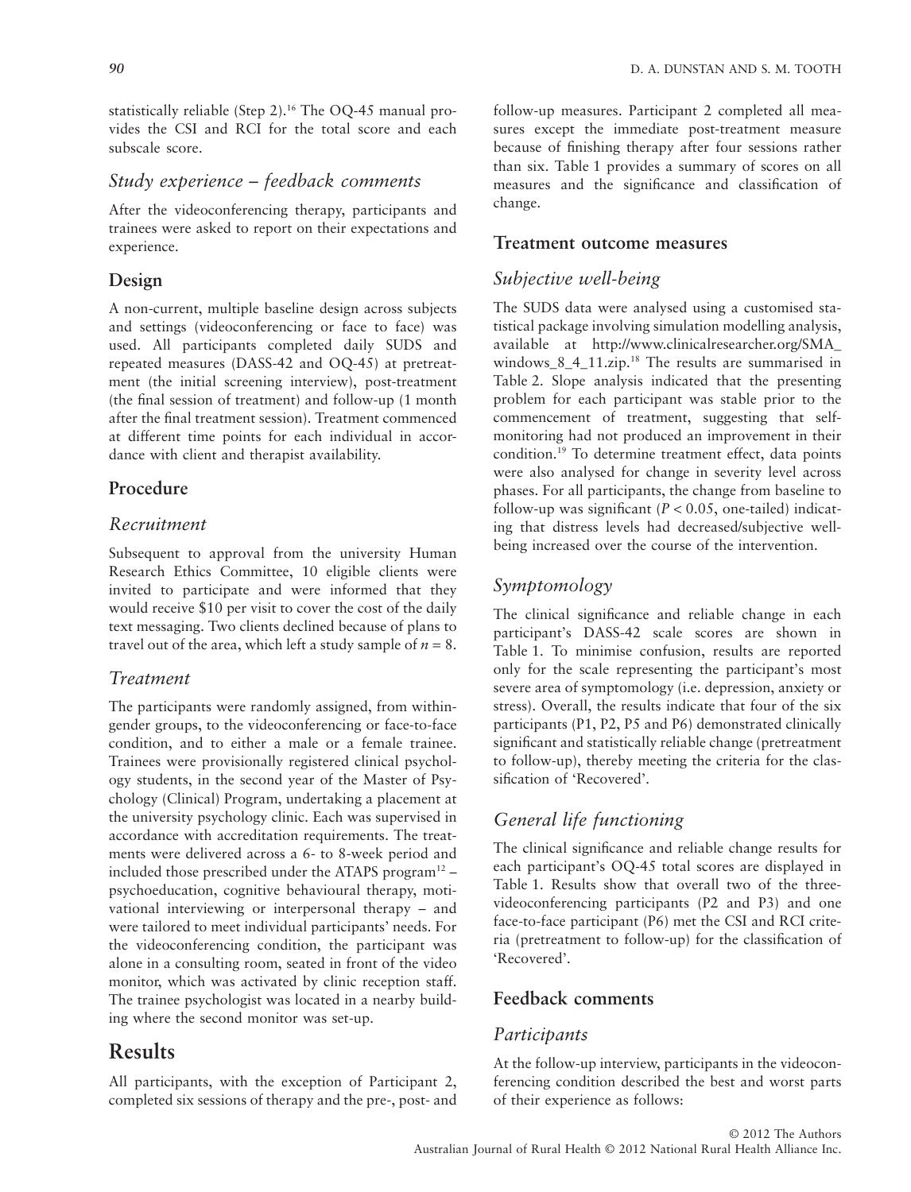statistically reliable (Step 2).[16] The OQ-45 manual provides the CSI and RCI for the total score and each subscale score.

### *Study experience – feedback comments*

After the videoconferencing therapy, participants and trainees were asked to report on their expectations and experience.

## Design

A non-current, multiple baseline design across subjects and settings (videoconferencing or face to face) was used. All participants completed daily SUDS and repeated measures (DASS-42 and OQ-45) at pretreatment (the initial screening interview), post-treatment (the final session of treatment) and follow-up (1 month after the final treatment session). Treatment commenced at different time points for each individual in accordance with client and therapist availability.

## Procedure

### *Recruitment*

Subsequent to approval from the university Human Research Ethics Committee, 10 eligible clients were invited to participate and were informed that they would receive $10 per visit to cover the cost of the daily text messaging. Two clients declined because of plans to travel out of the area, which left a study sample of $n = 8$.

### *Treatment*

The participants were randomly assigned, from within-gender groups, to the videoconferencing or face-to-face condition, and to either a male or a female trainee. Trainees were provisionally registered clinical psychology students, in the second year of the Master of Psychology (Clinical) Program, undertaking a placement at the university psychology clinic. Each was supervised in accordance with accreditation requirements. The treatments were delivered across a 6- to 8-week period and included those prescribed under the ATAPS program[12] – psychoeducation, cognitive behavioural therapy, motivational interviewing or interpersonal therapy – and were tailored to meet individual participants' needs. For the videoconferencing condition, the participant was alone in a consulting room, seated in front of the video monitor, which was activated by clinic reception staff. The trainee psychologist was located in a nearby building where the second monitor was set-up.

# Results

All participants, with the exception of Participant 2, completed six sessions of therapy and the pre-, post- and follow-up measures. Participant 2 completed all measures except the immediate post-treatment measure because of finishing therapy after four sessions rather than six. Table 1 provides a summary of scores on all measures and the significance and classification of change.

## Treatment outcome measures

### *Subjective well-being*

The SUDS data were analysed using a customised statistical package involving simulation modelling analysis, available at http://www.clinicalresearcher.org/SMA_windows_8_4_11.zip.[18] The results are summarised in Table 2. Slope analysis indicated that the presenting problem for each participant was stable prior to the commencement of treatment, suggesting that self-monitoring had not produced an improvement in their condition.[19] To determine treatment effect, data points were also analysed for change in severity level across phases. For all participants, the change from baseline to follow-up was significant ($P < 0.05$, one-tailed) indicating that distress levels had decreased/subjective well-being increased over the course of the intervention.

### *Symptomology*

The clinical significance and reliable change in each participant's DASS-42 scale scores are shown in Table 1. To minimise confusion, results are reported only for the scale representing the participant's most severe area of symptomology (i.e. depression, anxiety or stress). Overall, the results indicate that four of the six participants (P1, P2, P5 and P6) demonstrated clinically significant and statistically reliable change (pretreatment to follow-up), thereby meeting the criteria for the classification of 'Recovered'.

### *General life functioning*

The clinical significance and reliable change results for each participant's OQ-45 total scores are displayed in Table 1. Results show that overall two of the three-videoconferencing participants (P2 and P3) and one face-to-face participant (P6) met the CSI and RCI criteria (pretreatment to follow-up) for the classification of 'Recovered'.

## Feedback comments

### *Participants*

At the follow-up interview, participants in the videoconferencing condition described the best and worst parts of their experience as follows: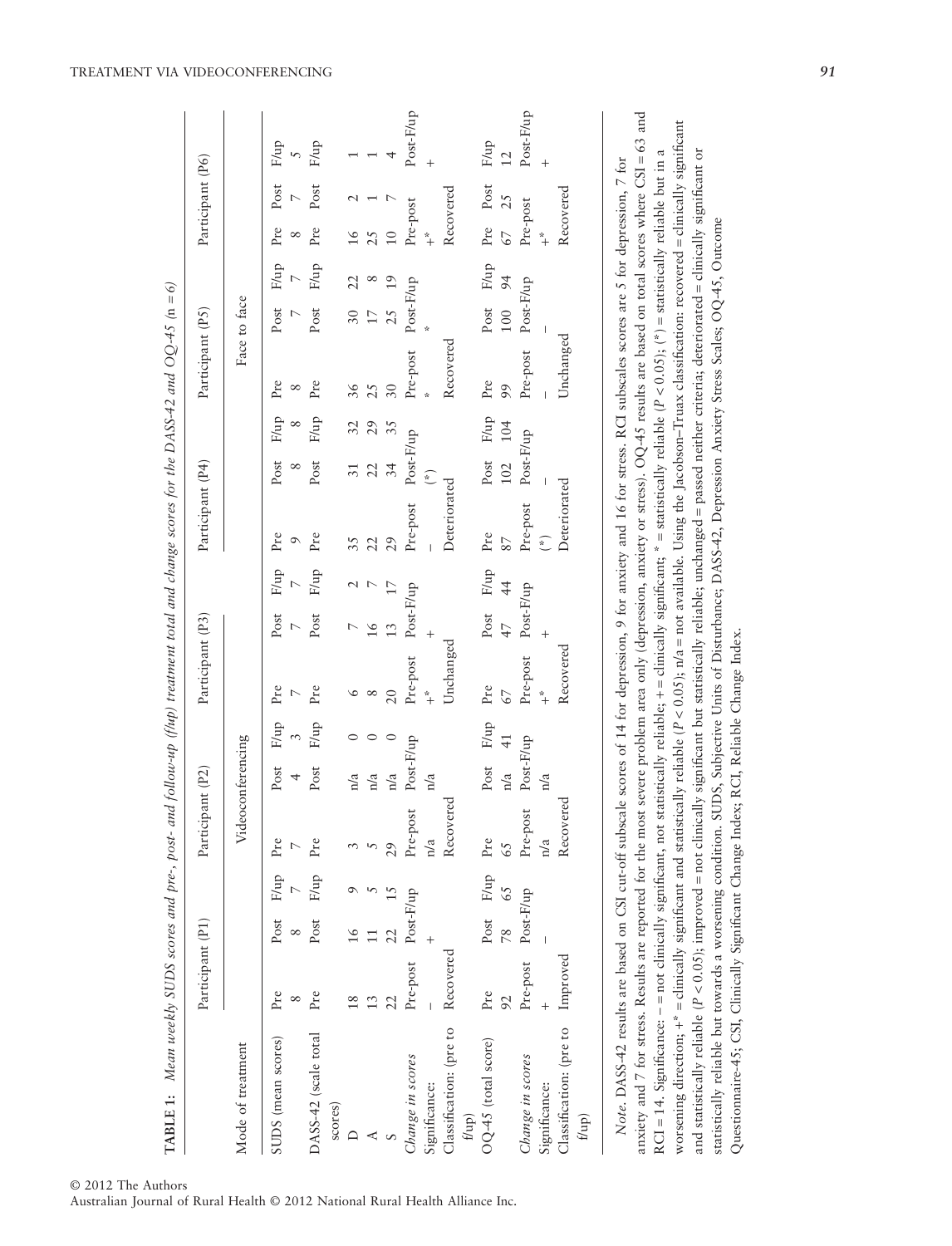**TABLE 1:** *Mean weekly SUDS scores and pre-, post- and follow-up (f/up) treatment total and change scores for the DASS-42 and OQ-45 (n = 6)*

| | Participant (P1) | | | Participant (P2) | | | Participant (P3) | | | Participant (P4) | | | Participant (P5) | | | Participant (P6) | | |
|---|---|---|---|---|---|---|---|---|---|---|---|---|---|---|---|---|---|---|
| Mode of treatment | Videoconferencing | | | | | | | | | Face to face | | | | | | | | |
| SUDS (mean scores) | Pre | Post | F/up | Pre | Post | F/up | Pre | Post | F/up | Pre | Post | F/up | Pre | Post | F/up | Pre | Post | F/up |
| | 8 | 8 | 7 | 7 | 4 | 3 | 7 | 7 | 7 | 9 | 8 | 8 | 8 | 7 | 7 | 8 | 7 | 5 |
| DASS-42 (scale total scores) | Pre | Post | F/up | Pre | Post | F/up | Pre | Post | F/up | Pre | Post | F/up | Pre | Post | F/up | Pre | Post | F/up |
| D | 18 | 16 | 9 | 3 | n/a | 0 | 6 | 7 | 2 | 35 | 31 | 32 | 36 | 30 | 22 | 16 | 2 | 1 |
| A | 13 | 11 | 5 | 5 | n/a | 0 | 8 | 16 | 7 | 22 | 22 | 29 | 25 | 17 | 8 | 25 | 1 | 1 |
| S | 22 | 22 | 15 | 29 | n/a | 0 | 20 | 13 | 17 | 29 | 34 | 35 | 30 | 25 | 19 | 10 | 7 | 4 |
| *Change in scores* | Pre-post | Post-F/up | | Pre-post | Post-F/up | | Pre-post | Post-F/up | | Pre-post | Post-F/up | | Pre-post | Post-F/up | | Pre-post | | Post-F/up |
| Significance: | – | + | | n/a | n/a | | +* | + | | – | (*) | | * | * | | +* | | + |
| Classification: (pre to f/up) | Recovered | | | Recovered | | | Unchanged | | | Deteriorated | | | Recovered | | | Recovered | | |
| OQ-45 (total score) | Pre | Post | F/up | Pre | Post | F/up | Pre | Post | F/up | Pre | Post | F/up | Pre | Post | F/up | Pre | Post | F/up |
| | 92 | 78 | 65 | 65 | n/a | 41 | 67 | 47 | 44 | 87 | 102 | 104 | 99 | 100 | 94 | 67 | 25 | 12 |
| *Change in scores* | Pre-post | Post-F/up | | Pre-post | Post-F/up | | Pre-post | Post-F/up | | Pre-post | Post-F/up | | Pre-post | Post-F/up | | Pre-post | | Post-F/up |
| Significance: | + | – | | n/a | n/a | | +* | + | | (*) | – | | – | – | | +* | | + |
| Classification: (pre to f/up) | Improved | | | Recovered | | | Recovered | | | Deteriorated | | | Unchanged | | | Recovered | | |

*Note.* DASS-42 results are based on CSI cut-off subscale scores of 14 for depression, 9 for anxiety and 16 for stress. RCI subscales scores are 5 for depression, 7 for anxiety and 7 for stress. Results are reported for the most severe problem area only (depression, anxiety or stress). OQ-45 results are based on total scores where CSI = 63 and RCI = 14. Significance: – = not clinically significant, not statistically reliable; + = clinically significant; * = statistically reliable ($P < 0.05$); (*) = statistically reliable but in a worsening direction; +* = clinically significant and statistically reliable ($P < 0.05$); n/a = not available. Using the Jacobson–Truax classification: recovered = clinically significant and statistically reliable ($P < 0.05$); improved = not clinically significant but statistically reliable; unchanged = passed neither criteria; deteriorated = clinically significant or statistically reliable but towards a worsening condition. SUDS, Subjective Units of Disturbance; DASS-42, Depression Anxiety Stress Scales; OQ-45, Outcome Questionnaire-45; CSI, Clinically Significant Change Index; RCI, Reliable Change Index.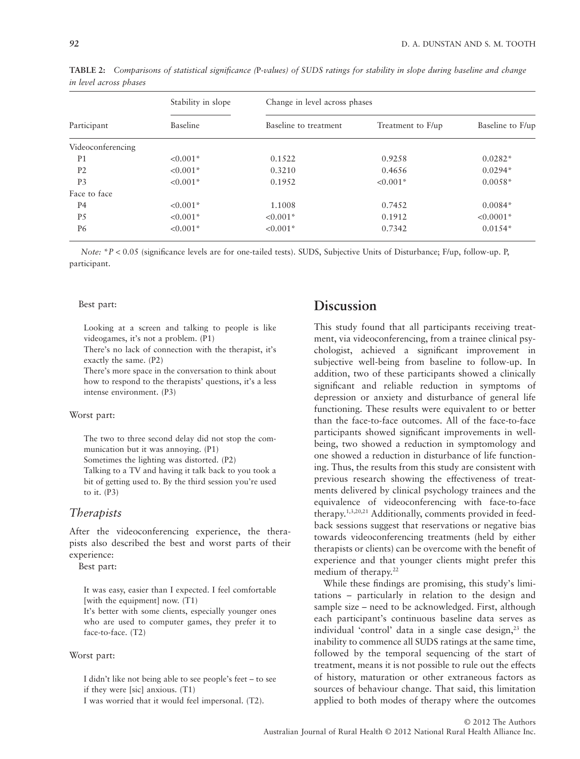**TABLE 2:** *Comparisons of statistical significance (P-values) of SUDS ratings for stability in slope during baseline and change in level across phases*

| Participant | Stability in slope | Change in level across phases | | |
|---|---|---|---|---|
| | Baseline | Baseline to treatment | Treatment to F/up | Baseline to F/up |
| Videoconferencing | | | | |
| P1 | <0.001* | 0.1522 | 0.9258 | 0.0282* |
| P2 | <0.001* | 0.3210 | 0.4656 | 0.0294* |
| P3 | <0.001* | 0.1952 | <0.001* | 0.0058* |
| Face to face | | | | |
| P4 | <0.001* | 1.1008 | 0.7452 | 0.0084* |
| P5 | <0.001* | <0.001* | 0.1912 | <0.0001* |
| P6 | <0.001* | <0.001* | 0.7342 | 0.0154* |

*Note:* *$P < 0.05$ (significance levels are for one-tailed tests). SUDS, Subjective Units of Disturbance; F/up, follow-up. P, participant.

Best part:

> Looking at a screen and talking to people is like videogames, it's not a problem. (P1)
> There's no lack of connection with the therapist, it's exactly the same. (P2)
> There's more space in the conversation to think about how to respond to the therapists' questions, it's a less intense environment. (P3)

Worst part:

> The two to three second delay did not stop the communication but it was annoying. (P1)
> Sometimes the lighting was distorted. (P2)
> Talking to a TV and having it talk back to you took a bit of getting used to. By the third session you're used to it. (P3)

### *Therapists*

After the videoconferencing experience, the therapists also described the best and worst parts of their experience:

Best part:

> It was easy, easier than I expected. I feel comfortable [with the equipment] now. (T1)
> It's better with some clients, especially younger ones who are used to computer games, they prefer it to face-to-face. (T2)

Worst part:

> I didn't like not being able to see people's feet – to see if they were [sic] anxious. (T1)
> I was worried that it would feel impersonal. (T2).

## Discussion

This study found that all participants receiving treatment, via videoconferencing, from a trainee clinical psychologist, achieved a significant improvement in subjective well-being from baseline to follow-up. In addition, two of these participants showed a clinically significant and reliable reduction in symptoms of depression or anxiety and disturbance of general life functioning. These results were equivalent to or better than the face-to-face outcomes. All of the face-to-face participants showed significant improvements in well-being, two showed a reduction in symptomology and one showed a reduction in disturbance of life functioning. Thus, the results from this study are consistent with previous research showing the effectiveness of treatments delivered by clinical psychology trainees and the equivalence of videoconferencing with face-to-face therapy.[1,3,20,21] Additionally, comments provided in feedback sessions suggest that reservations or negative bias towards videoconferencing treatments (held by either therapists or clients) can be overcome with the benefit of experience and that younger clients might prefer this medium of therapy.[22]

While these findings are promising, this study's limitations – particularly in relation to the design and sample size – need to be acknowledged. First, although each participant's continuous baseline data serves as individual 'control' data in a single case design,[23] the inability to commence all SUDS ratings at the same time, followed by the temporal sequencing of the start of treatment, means it is not possible to rule out the effects of history, maturation or other extraneous factors as sources of behaviour change. That said, this limitation applied to both modes of therapy where the outcomes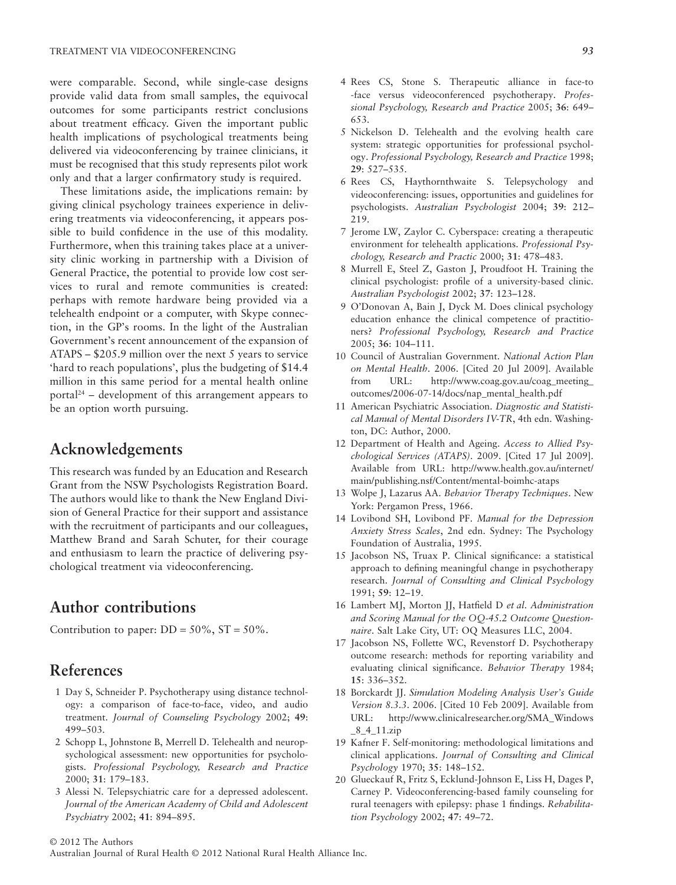were comparable. Second, while single-case designs provide valid data from small samples, the equivocal outcomes for some participants restrict conclusions about treatment efficacy. Given the important public health implications of psychological treatments being delivered via videoconferencing by trainee clinicians, it must be recognised that this study represents pilot work only and that a larger confirmatory study is required.

These limitations aside, the implications remain: by giving clinical psychology trainees experience in delivering treatments via videoconferencing, it appears possible to build confidence in the use of this modality. Furthermore, when this training takes place at a university clinic working in partnership with a Division of General Practice, the potential to provide low cost services to rural and remote communities is created: perhaps with remote hardware being provided via a telehealth endpoint or a computer, with Skype connection, in the GP's rooms. In the light of the Australian Government's recent announcement of the expansion of ATAPS – $205.9 million over the next 5 years to service 'hard to reach populations', plus the budgeting of $14.4 million in this same period for a mental health online portal[24] – development of this arrangement appears to be an option worth pursuing.

## Acknowledgements

This research was funded by an Education and Research Grant from the NSW Psychologists Registration Board. The authors would like to thank the New England Division of General Practice for their support and assistance with the recruitment of participants and our colleagues, Matthew Brand and Sarah Schuter, for their courage and enthusiasm to learn the practice of delivering psychological treatment via videoconferencing.

## Author contributions

Contribution to paper: DD = 50%, ST = 50%.

## References

1. Day S, Schneider P. Psychotherapy using distance technology: a comparison of face-to-face, video, and audio treatment. *Journal of Counseling Psychology* 2002; **49**: 499–503.
2. Schopp L, Johnstone B, Merrell D. Telehealth and neuropsychological assessment: new opportunities for psychologists. *Professional Psychology, Research and Practice* 2000; **31**: 179–183.
3. Alessi N. Telepsychiatric care for a depressed adolescent. *Journal of the American Academy of Child and Adolescent Psychiatry* 2002; **41**: 894–895.
4. Rees CS, Stone S. Therapeutic alliance in face-to-face versus videoconferenced psychotherapy. *Professional Psychology, Research and Practice* 2005; **36**: 649–653.
5. Nickelson D. Telehealth and the evolving health care system: strategic opportunities for professional psychology. *Professional Psychology, Research and Practice* 1998; **29**: 527–535.
6. Rees CS, Haythornthwaite S. Telepsychology and videoconferencing: issues, opportunities and guidelines for psychologists. *Australian Psychologist* 2004; **39**: 212–219.
7. Jerome LW, Zaylor C. Cyberspace: creating a therapeutic environment for telehealth applications. *Professional Psychology, Research and Practic* 2000; **31**: 478–483.
8. Murrell E, Steel Z, Gaston J, Proudfoot H. Training the clinical psychologist: profile of a university-based clinic. *Australian Psychologist* 2002; **37**: 123–128.
9. O'Donovan A, Bain J, Dyck M. Does clinical psychology education enhance the clinical competence of practitioners? *Professional Psychology, Research and Practice* 2005; **36**: 104–111.
10. Council of Australian Government. *National Action Plan on Mental Health*. 2006. [Cited 20 Jul 2009]. Available from URL: http://www.coag.gov.au/coag_meeting_outcomes/2006-07-14/docs/nap_mental_health.pdf
11. American Psychiatric Association. *Diagnostic and Statistical Manual of Mental Disorders IV-TR*, 4th edn. Washington, DC: Author, 2000.
12. Department of Health and Ageing. *Access to Allied Psychological Services (ATAPS)*. 2009. [Cited 17 Jul 2009]. Available from URL: http://www.health.gov.au/internet/main/publishing.nsf/Content/mental-boimhc-ataps
13. Wolpe J, Lazarus AA. *Behavior Therapy Techniques*. New York: Pergamon Press, 1966.
14. Lovibond SH, Lovibond PF. *Manual for the Depression Anxiety Stress Scales*, 2nd edn. Sydney: The Psychology Foundation of Australia, 1995.
15. Jacobson NS, Truax P. Clinical significance: a statistical approach to defining meaningful change in psychotherapy research. *Journal of Consulting and Clinical Psychology* 1991; **59**: 12–19.
16. Lambert MJ, Morton JJ, Hatfield D *et al*. *Administration and Scoring Manual for the OQ-45.2 Outcome Questionnaire*. Salt Lake City, UT: OQ Measures LLC, 2004.
17. Jacobson NS, Follette WC, Revenstorf D. Psychotherapy outcome research: methods for reporting variability and evaluating clinical significance. *Behavior Therapy* 1984; **15**: 336–352.
18. Borckardt JJ. *Simulation Modeling Analysis User's Guide Version 8.3.3*. 2006. [Cited 10 Feb 2009]. Available from URL: http://www.clinicalresearcher.org/SMA_Windows_8_4_11.zip
19. Kafner F. Self-monitoring: methodological limitations and clinical applications. *Journal of Consulting and Clinical Psychology* 1970; **35**: 148–152.
20. Glueckauf R, Fritz S, Ecklund-Johnson E, Liss H, Dages P, Carney P. Videoconferencing-based family counseling for rural teenagers with epilepsy: phase 1 findings. *Rehabilitation Psychology* 2002; **47**: 49–72.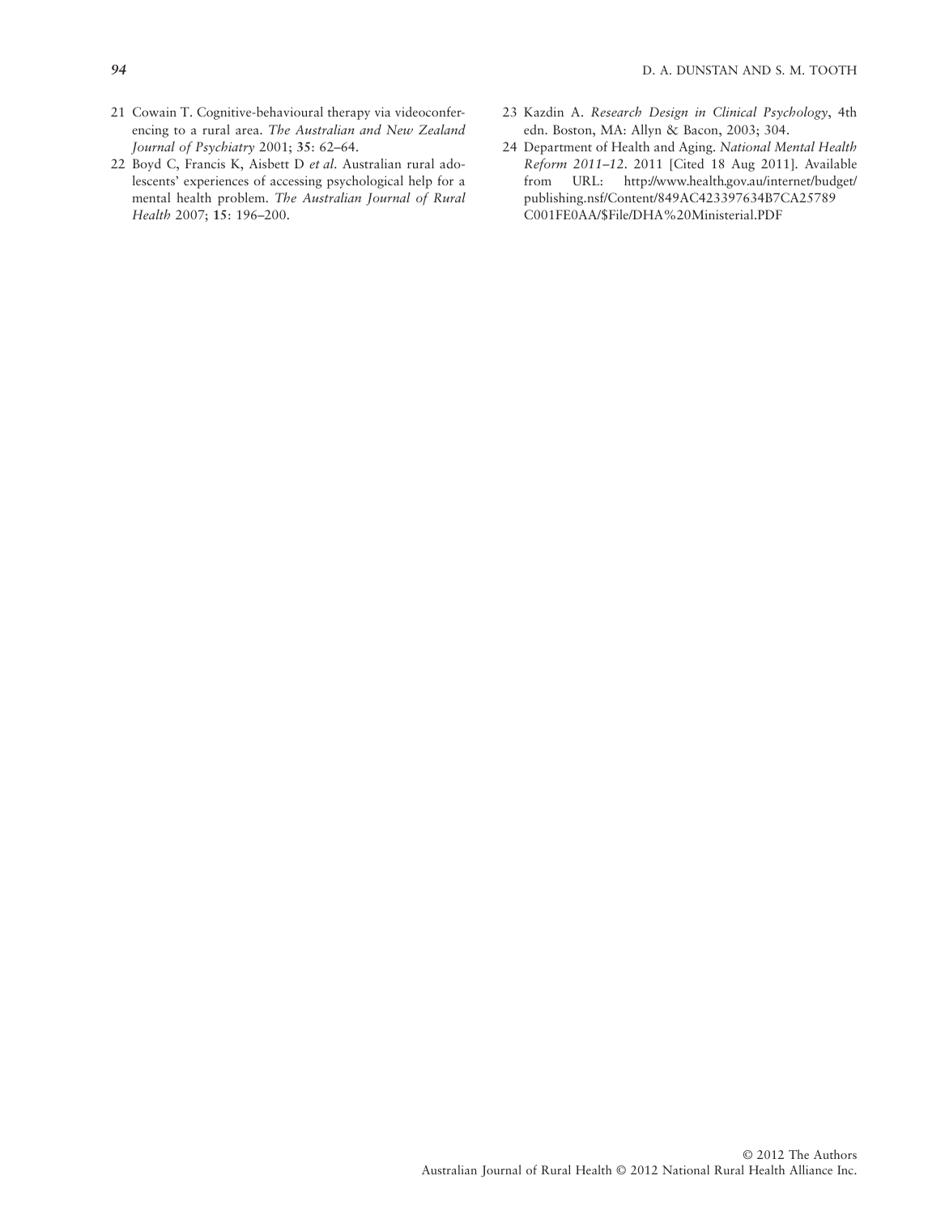21 Cowain T. Cognitive-behavioural therapy via videoconferencing to a rural area. *The Australian and New Zealand Journal of Psychiatry* 2001; **35**: 62–64.

22 Boyd C, Francis K, Aisbett D *et al*. Australian rural adolescents' experiences of accessing psychological help for a mental health problem. *The Australian Journal of Rural Health* 2007; **15**: 196–200.

23 Kazdin A. *Research Design in Clinical Psychology*, 4th edn. Boston, MA: Allyn & Bacon, 2003; 304.

24 Department of Health and Aging. *National Mental Health Reform 2011–12*. 2011 [Cited 18 Aug 2011]. Available from URL: http://www.health.gov.au/internet/budget/publishing.nsf/Content/849AC423397634B7CA25789C001FE0AA/$File/DHA%20Ministerial.PDF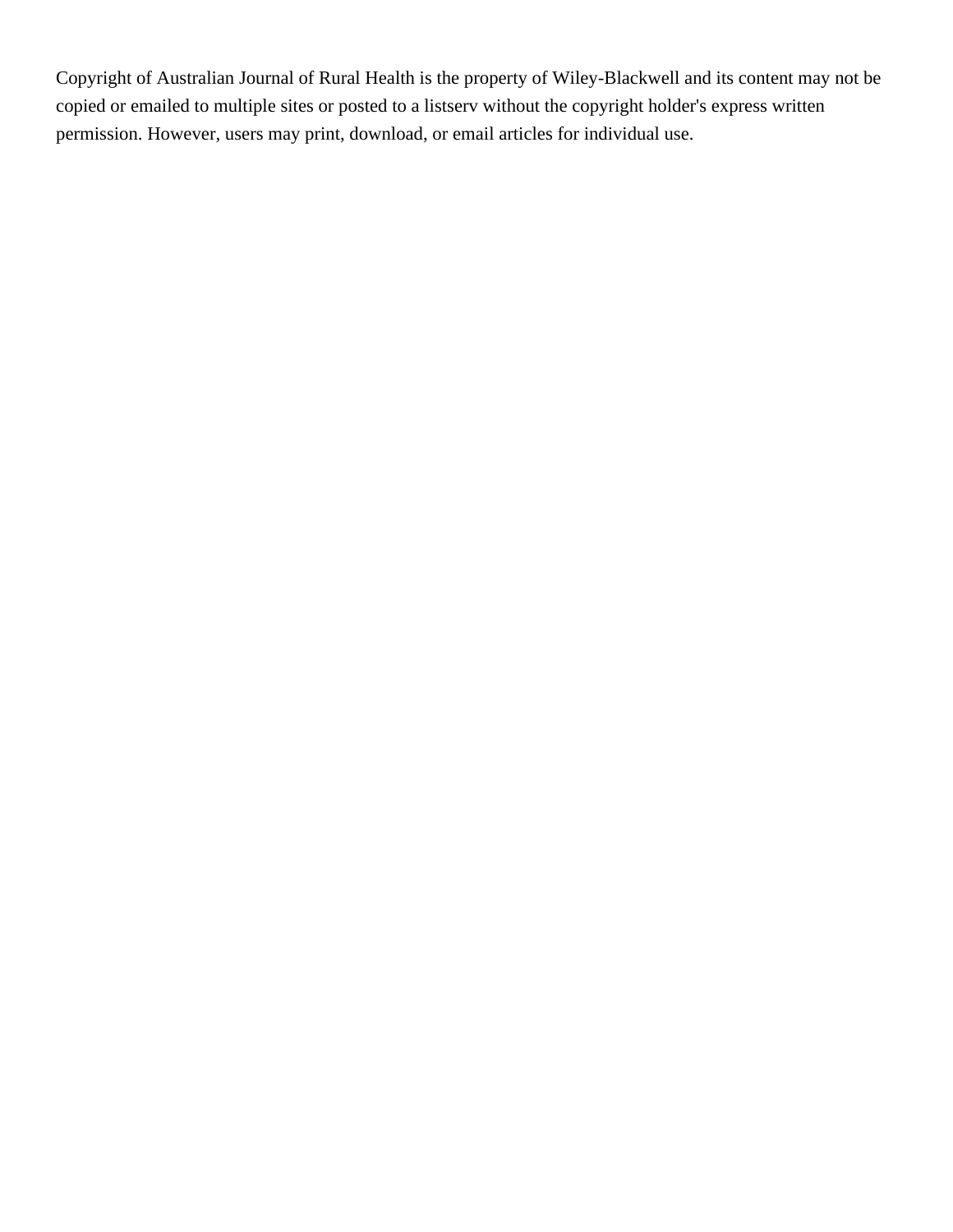Copyright of Australian Journal of Rural Health is the property of Wiley-Blackwell and its content may not be copied or emailed to multiple sites or posted to a listserv without the copyright holder's express written permission. However, users may print, download, or email articles for individual use.